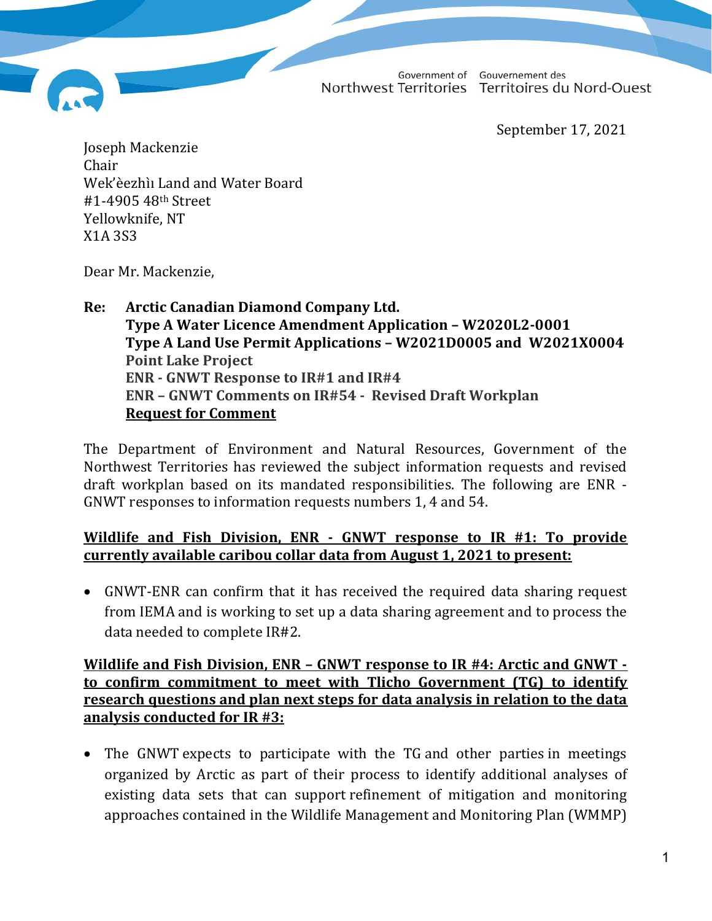Government of Northwest Territories Gouvernement des Territoires du Nord-Ouest

September 17, 2021

Joseph Mackenzie
Chair
Wek'èezhìı Land and Water Board
#1-4905 48th Street
Yellowknife, NT
X1A 3S3

Dear Mr. Mackenzie,

**Re: Arctic Canadian Diamond Company Ltd.**
**Type A Water Licence Amendment Application – W2020L2-0001**
**Type A Land Use Permit Applications – W2021D0005 and W2021X0004**
**Point Lake Project**
**ENR - GNWT Response to IR#1 and IR#4**
**ENR – GNWT Comments on IR#54 - Revised Draft Workplan**
**Request for Comment**

The Department of Environment and Natural Resources, Government of the Northwest Territories has reviewed the subject information requests and revised draft workplan based on its mandated responsibilities. The following are ENR - GNWT responses to information requests numbers 1, 4 and 54.

**Wildlife and Fish Division, ENR - GNWT response to IR #1: To provide currently available caribou collar data from August 1, 2021 to present:**

- GNWT-ENR can confirm that it has received the required data sharing request from IEMA and is working to set up a data sharing agreement and to process the data needed to complete IR#2.

**Wildlife and Fish Division, ENR – GNWT response to IR #4: Arctic and GNWT - to confirm commitment to meet with Tlicho Government (TG) to identify research questions and plan next steps for data analysis in relation to the data analysis conducted for IR #3:**

- The GNWT expects to participate with the TG and other parties in meetings organized by Arctic as part of their process to identify additional analyses of existing data sets that can support refinement of mitigation and monitoring approaches contained in the Wildlife Management and Monitoring Plan (WMMP)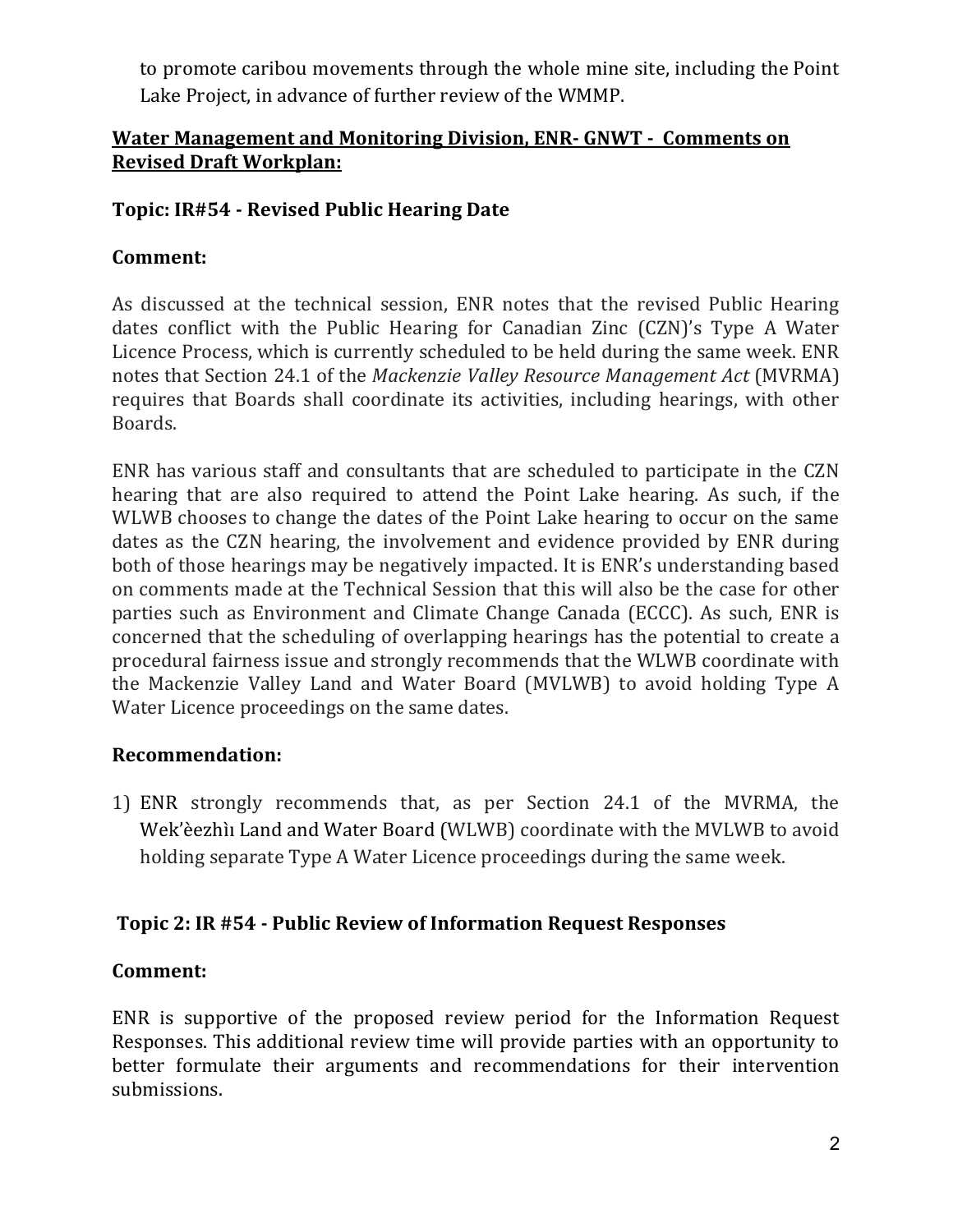to promote caribou movements through the whole mine site, including the Point Lake Project, in advance of further review of the WMMP.

**Water Management and Monitoring Division, ENR- GNWT - Comments on Revised Draft Workplan:**

**Topic: IR#54 - Revised Public Hearing Date**

**Comment:**

As discussed at the technical session, ENR notes that the revised Public Hearing dates conflict with the Public Hearing for Canadian Zinc (CZN)'s Type A Water Licence Process, which is currently scheduled to be held during the same week. ENR notes that Section 24.1 of the *Mackenzie Valley Resource Management Act* (MVRMA) requires that Boards shall coordinate its activities, including hearings, with other Boards.

ENR has various staff and consultants that are scheduled to participate in the CZN hearing that are also required to attend the Point Lake hearing. As such, if the WLWB chooses to change the dates of the Point Lake hearing to occur on the same dates as the CZN hearing, the involvement and evidence provided by ENR during both of those hearings may be negatively impacted. It is ENR's understanding based on comments made at the Technical Session that this will also be the case for other parties such as Environment and Climate Change Canada (ECCC). As such, ENR is concerned that the scheduling of overlapping hearings has the potential to create a procedural fairness issue and strongly recommends that the WLWB coordinate with the Mackenzie Valley Land and Water Board (MVLWB) to avoid holding Type A Water Licence proceedings on the same dates.

**Recommendation:**

1) ENR strongly recommends that, as per Section 24.1 of the MVRMA, the Wek'èezhìı Land and Water Board (WLWB) coordinate with the MVLWB to avoid holding separate Type A Water Licence proceedings during the same week.

**Topic 2: IR #54 - Public Review of Information Request Responses**

**Comment:**

ENR is supportive of the proposed review period for the Information Request Responses. This additional review time will provide parties with an opportunity to better formulate their arguments and recommendations for their intervention submissions.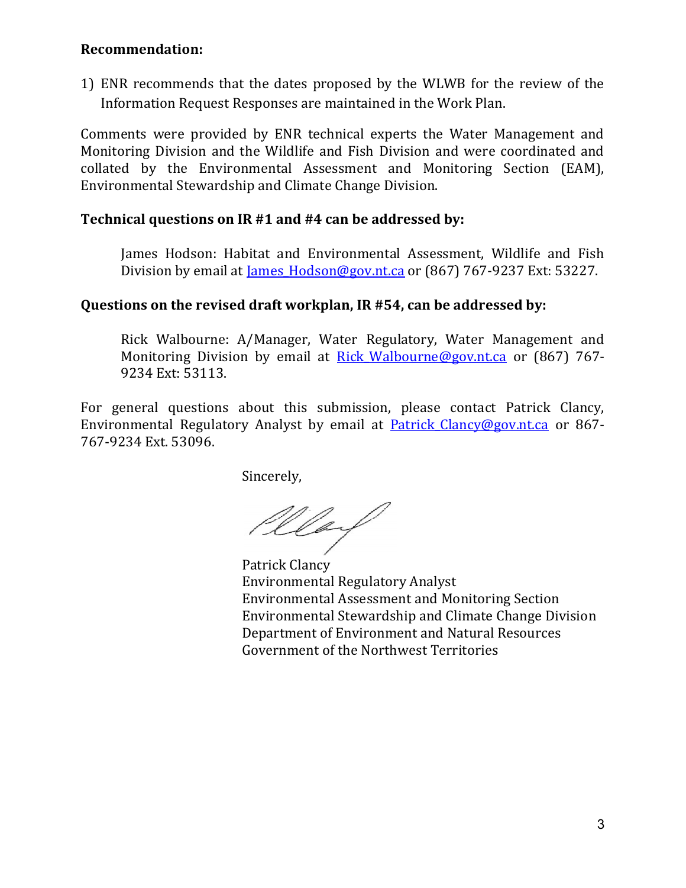**Recommendation:**

1) ENR recommends that the dates proposed by the WLWB for the review of the Information Request Responses are maintained in the Work Plan.

Comments were provided by ENR technical experts the Water Management and Monitoring Division and the Wildlife and Fish Division and were coordinated and collated by the Environmental Assessment and Monitoring Section (EAM), Environmental Stewardship and Climate Change Division.

**Technical questions on IR #1 and #4 can be addressed by:**

> James Hodson: Habitat and Environmental Assessment, Wildlife and Fish Division by email at James_Hodson@gov.nt.ca or (867) 767-9237 Ext: 53227.

**Questions on the revised draft workplan, IR #54, can be addressed by:**

> Rick Walbourne: A/Manager, Water Regulatory, Water Management and Monitoring Division by email at Rick_Walbourne@gov.nt.ca or (867) 767-9234 Ext: 53113.

For general questions about this submission, please contact Patrick Clancy, Environmental Regulatory Analyst by email at Patrick_Clancy@gov.nt.ca or 867-767-9234 Ext. 53096.

Sincerely,

Patrick Clancy
Environmental Regulatory Analyst
Environmental Assessment and Monitoring Section
Environmental Stewardship and Climate Change Division
Department of Environment and Natural Resources
Government of the Northwest Territories